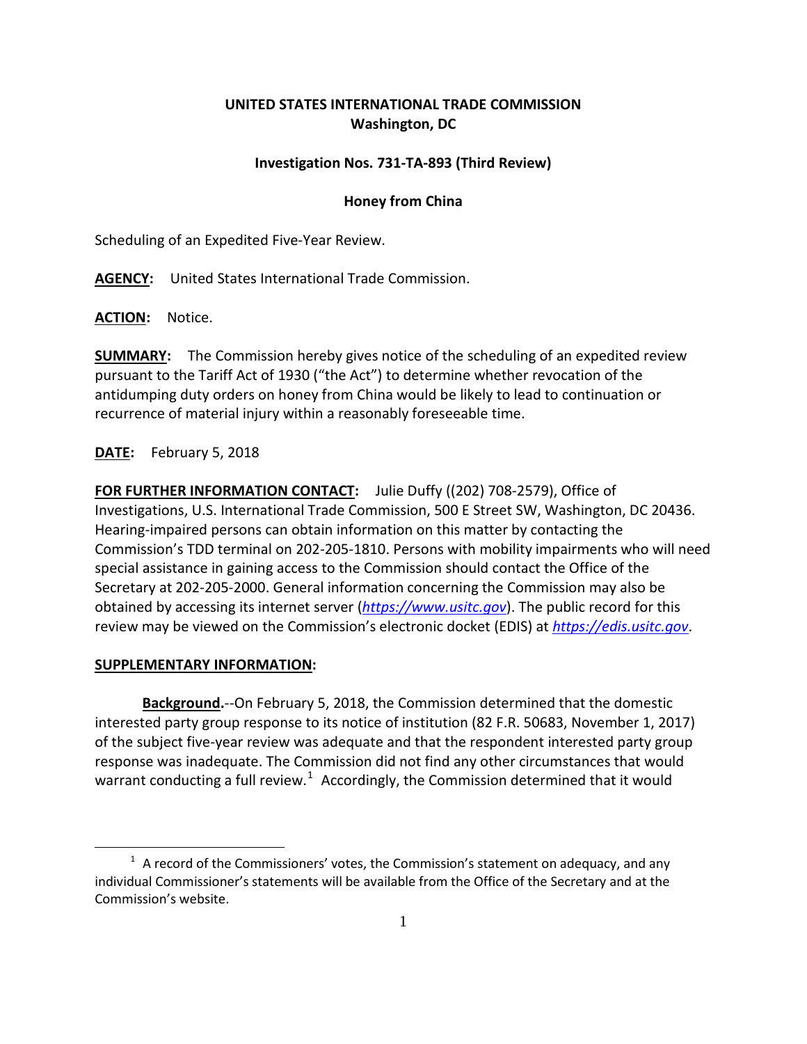**UNITED STATES INTERNATIONAL TRADE COMMISSION**
**Washington, DC**

**Investigation Nos. 731-TA-893 (Third Review)**

**Honey from China**

Scheduling of an Expedited Five-Year Review.

**AGENCY:** United States International Trade Commission.

**ACTION:** Notice.

**SUMMARY:** The Commission hereby gives notice of the scheduling of an expedited review pursuant to the Tariff Act of 1930 ("the Act") to determine whether revocation of the antidumping duty orders on honey from China would be likely to lead to continuation or recurrence of material injury within a reasonably foreseeable time.

**DATE:** February 5, 2018

**FOR FURTHER INFORMATION CONTACT:** Julie Duffy ((202) 708-2579), Office of Investigations, U.S. International Trade Commission, 500 E Street SW, Washington, DC 20436. Hearing-impaired persons can obtain information on this matter by contacting the Commission's TDD terminal on 202-205-1810. Persons with mobility impairments who will need special assistance in gaining access to the Commission should contact the Office of the Secretary at 202-205-2000. General information concerning the Commission may also be obtained by accessing its internet server (*https://www.usitc.gov*). The public record for this review may be viewed on the Commission's electronic docket (EDIS) at *https://edis.usitc.gov*.

**SUPPLEMENTARY INFORMATION:**

**Background.**--On February 5, 2018, the Commission determined that the domestic interested party group response to its notice of institution (82 F.R. 50683, November 1, 2017) of the subject five-year review was adequate and that the respondent interested party group response was inadequate. The Commission did not find any other circumstances that would warrant conducting a full review.[1] Accordingly, the Commission determined that it would

[1] A record of the Commissioners' votes, the Commission's statement on adequacy, and any individual Commissioner's statements will be available from the Office of the Secretary and at the Commission's website.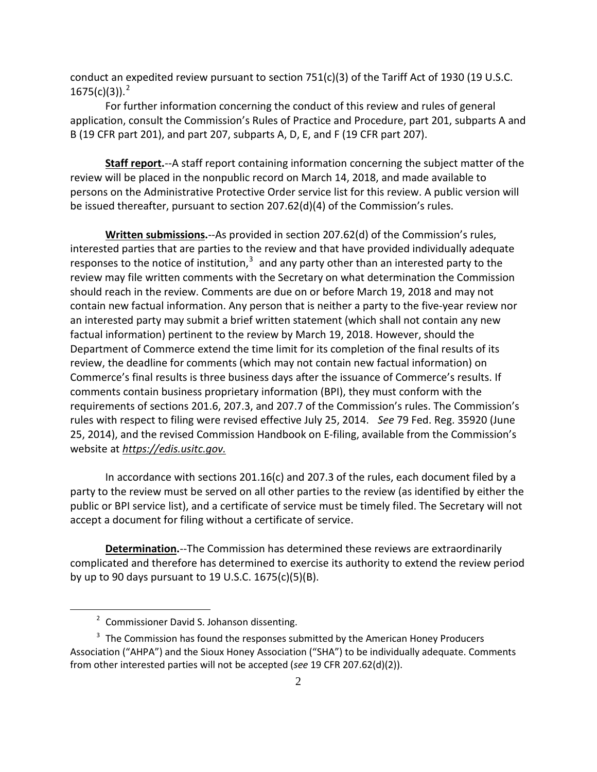conduct an expedited review pursuant to section 751(c)(3) of the Tariff Act of 1930 (19 U.S.C. 1675(c)(3)).[2]

For further information concerning the conduct of this review and rules of general application, consult the Commission's Rules of Practice and Procedure, part 201, subparts A and B (19 CFR part 201), and part 207, subparts A, D, E, and F (19 CFR part 207).

**Staff report.**--A staff report containing information concerning the subject matter of the review will be placed in the nonpublic record on March 14, 2018, and made available to persons on the Administrative Protective Order service list for this review. A public version will be issued thereafter, pursuant to section 207.62(d)(4) of the Commission's rules.

**Written submissions.**--As provided in section 207.62(d) of the Commission's rules, interested parties that are parties to the review and that have provided individually adequate responses to the notice of institution,[3] and any party other than an interested party to the review may file written comments with the Secretary on what determination the Commission should reach in the review. Comments are due on or before March 19, 2018 and may not contain new factual information. Any person that is neither a party to the five-year review nor an interested party may submit a brief written statement (which shall not contain any new factual information) pertinent to the review by March 19, 2018. However, should the Department of Commerce extend the time limit for its completion of the final results of its review, the deadline for comments (which may not contain new factual information) on Commerce's final results is three business days after the issuance of Commerce's results. If comments contain business proprietary information (BPI), they must conform with the requirements of sections 201.6, 207.3, and 207.7 of the Commission's rules. The Commission's rules with respect to filing were revised effective July 25, 2014. *See* 79 Fed. Reg. 35920 (June 25, 2014), and the revised Commission Handbook on E-filing, available from the Commission's website at *https://edis.usitc.gov.*

In accordance with sections 201.16(c) and 207.3 of the rules, each document filed by a party to the review must be served on all other parties to the review (as identified by either the public or BPI service list), and a certificate of service must be timely filed. The Secretary will not accept a document for filing without a certificate of service.

**Determination.**--The Commission has determined these reviews are extraordinarily complicated and therefore has determined to exercise its authority to extend the review period by up to 90 days pursuant to 19 U.S.C. 1675(c)(5)(B).

---

[2] Commissioner David S. Johanson dissenting.

[3] The Commission has found the responses submitted by the American Honey Producers Association ("AHPA") and the Sioux Honey Association ("SHA") to be individually adequate. Comments from other interested parties will not be accepted (*see* 19 CFR 207.62(d)(2)).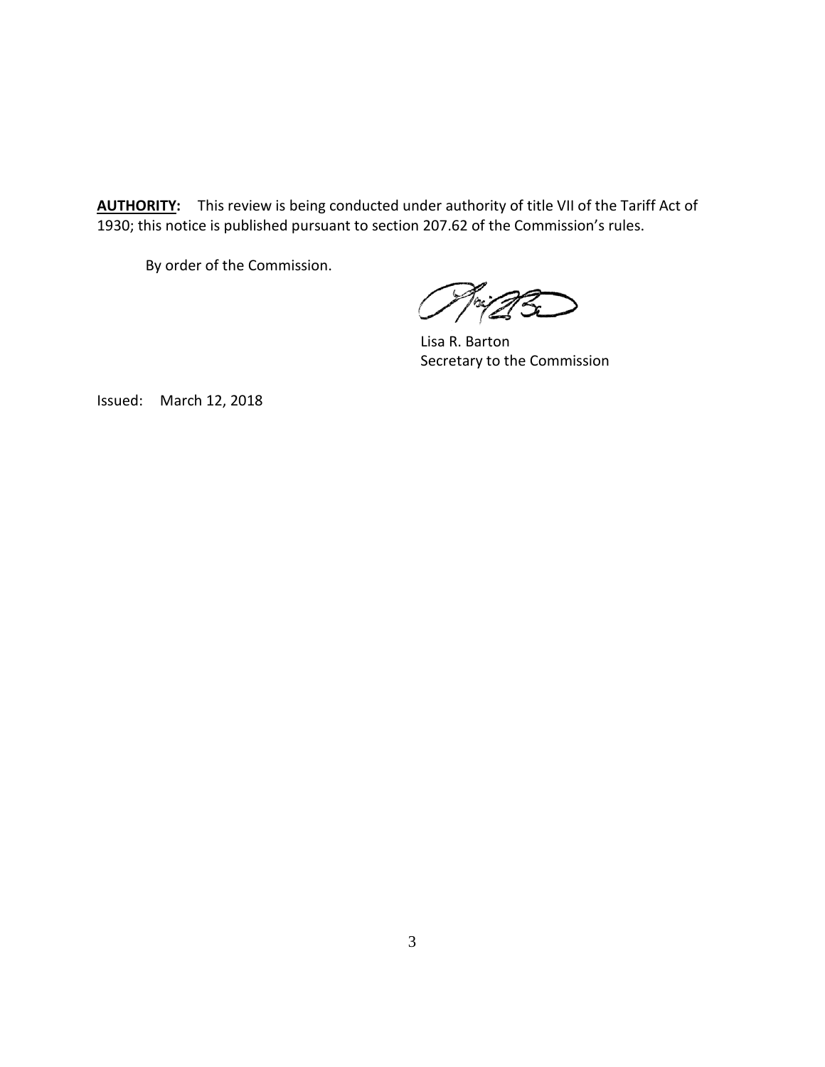**AUTHORITY:** This review is being conducted under authority of title VII of the Tariff Act of 1930; this notice is published pursuant to section 207.62 of the Commission's rules.

By order of the Commission.

Lisa R. Barton
Secretary to the Commission

Issued: March 12, 2018